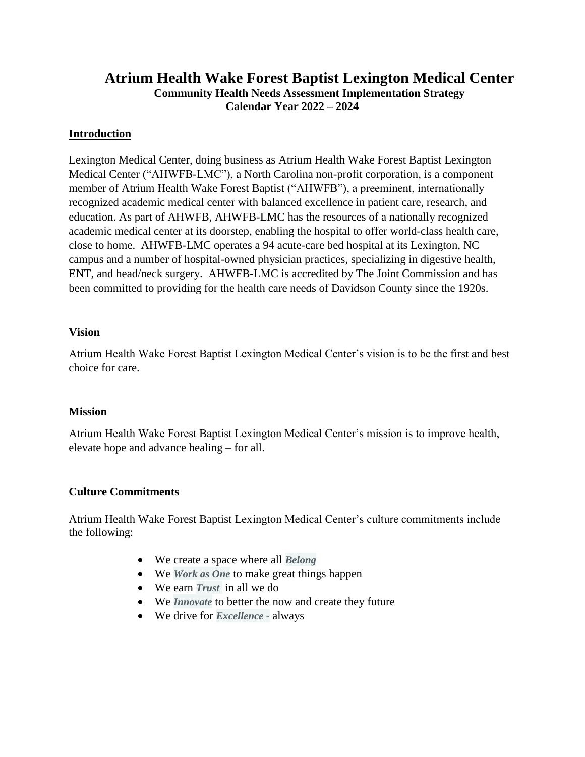# Atrium Health Wake Forest Baptist Lexington Medical Center

**Community Health Needs Assessment Implementation Strategy**
**Calendar Year 2022 – 2024**

## Introduction

Lexington Medical Center, doing business as Atrium Health Wake Forest Baptist Lexington Medical Center ("AHWFB-LMC"), a North Carolina non-profit corporation, is a component member of Atrium Health Wake Forest Baptist ("AHWFB"), a preeminent, internationally recognized academic medical center with balanced excellence in patient care, research, and education. As part of AHWFB, AHWFB-LMC has the resources of a nationally recognized academic medical center at its doorstep, enabling the hospital to offer world-class health care, close to home. AHWFB-LMC operates a 94 acute-care bed hospital at its Lexington, NC campus and a number of hospital-owned physician practices, specializing in digestive health, ENT, and head/neck surgery. AHWFB-LMC is accredited by The Joint Commission and has been committed to providing for the health care needs of Davidson County since the 1920s.

### Vision

Atrium Health Wake Forest Baptist Lexington Medical Center's vision is to be the first and best choice for care.

### Mission

Atrium Health Wake Forest Baptist Lexington Medical Center's mission is to improve health, elevate hope and advance healing – for all.

### Culture Commitments

Atrium Health Wake Forest Baptist Lexington Medical Center's culture commitments include the following:

- We create a space where all ***Belong***
- We ***Work as One*** to make great things happen
- We earn ***Trust*** in all we do
- We ***Innovate*** to better the now and create they future
- We drive for ***Excellence*** - always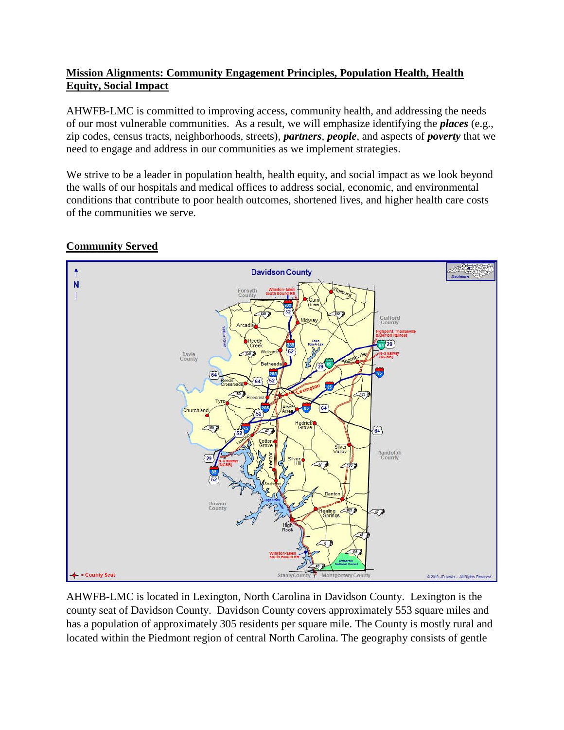## Mission Alignments: Community Engagement Principles, Population Health, Health Equity, Social Impact

AHWFB-LMC is committed to improving access, community health, and addressing the needs of our most vulnerable communities. As a result, we will emphasize identifying the ***places*** (e.g., zip codes, census tracts, neighborhoods, streets), ***partners***, ***people***, and aspects of ***poverty*** that we need to engage and address in our communities as we implement strategies.

We strive to be a leader in population health, health equity, and social impact as we look beyond the walls of our hospitals and medical offices to address social, economic, and environmental conditions that contribute to poor health outcomes, shortened lives, and higher health care costs of the communities we serve.

## Community Served

AHWFB-LMC is located in Lexington, North Carolina in Davidson County. Lexington is the county seat of Davidson County. Davidson County covers approximately 553 square miles and has a population of approximately 305 residents per square mile. The County is mostly rural and located within the Piedmont region of central North Carolina. The geography consists of gentle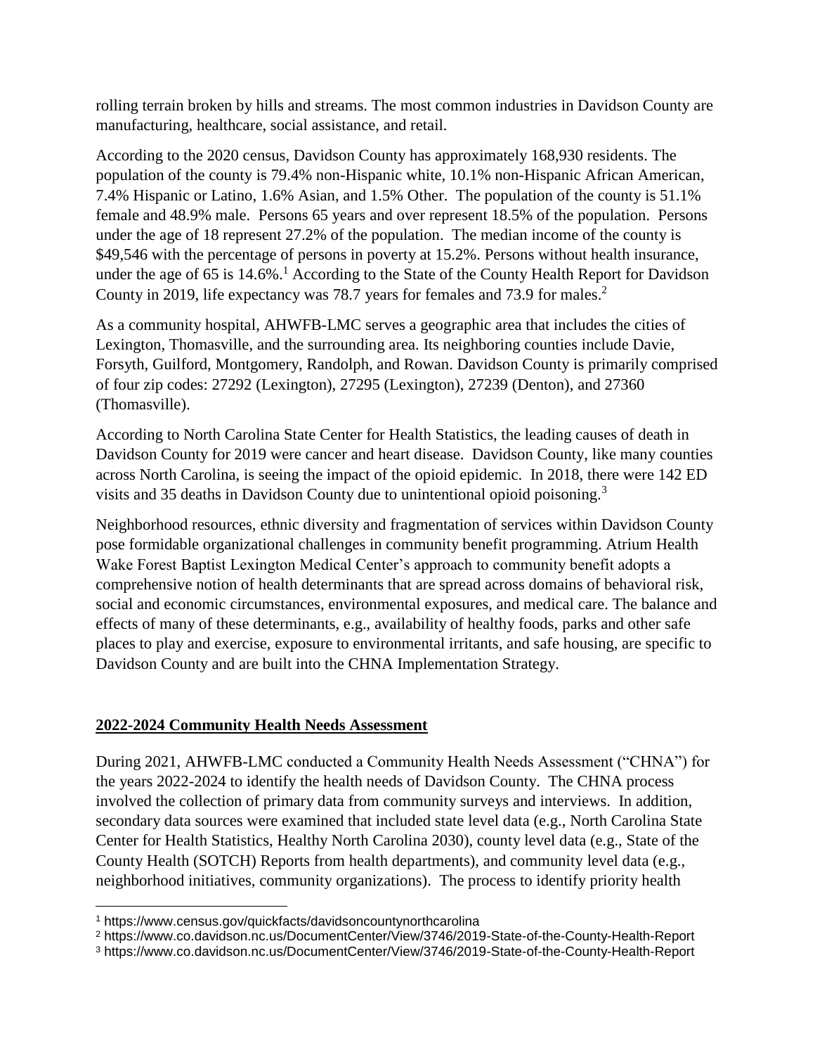rolling terrain broken by hills and streams. The most common industries in Davidson County are manufacturing, healthcare, social assistance, and retail.

According to the 2020 census, Davidson County has approximately 168,930 residents. The population of the county is 79.4% non-Hispanic white, 10.1% non-Hispanic African American, 7.4% Hispanic or Latino, 1.6% Asian, and 1.5% Other. The population of the county is 51.1% female and 48.9% male. Persons 65 years and over represent 18.5% of the population. Persons under the age of 18 represent 27.2% of the population. The median income of the county is $49,546 with the percentage of persons in poverty at 15.2%. Persons without health insurance, under the age of 65 is 14.6%.[1] According to the State of the County Health Report for Davidson County in 2019, life expectancy was 78.7 years for females and 73.9 for males.[2]

As a community hospital, AHWFB-LMC serves a geographic area that includes the cities of Lexington, Thomasville, and the surrounding area. Its neighboring counties include Davie, Forsyth, Guilford, Montgomery, Randolph, and Rowan. Davidson County is primarily comprised of four zip codes: 27292 (Lexington), 27295 (Lexington), 27239 (Denton), and 27360 (Thomasville).

According to North Carolina State Center for Health Statistics, the leading causes of death in Davidson County for 2019 were cancer and heart disease. Davidson County, like many counties across North Carolina, is seeing the impact of the opioid epidemic. In 2018, there were 142 ED visits and 35 deaths in Davidson County due to unintentional opioid poisoning.[3]

Neighborhood resources, ethnic diversity and fragmentation of services within Davidson County pose formidable organizational challenges in community benefit programming. Atrium Health Wake Forest Baptist Lexington Medical Center's approach to community benefit adopts a comprehensive notion of health determinants that are spread across domains of behavioral risk, social and economic circumstances, environmental exposures, and medical care. The balance and effects of many of these determinants, e.g., availability of healthy foods, parks and other safe places to play and exercise, exposure to environmental irritants, and safe housing, are specific to Davidson County and are built into the CHNA Implementation Strategy.

## **2022-2024 Community Health Needs Assessment**

During 2021, AHWFB-LMC conducted a Community Health Needs Assessment ("CHNA") for the years 2022-2024 to identify the health needs of Davidson County. The CHNA process involved the collection of primary data from community surveys and interviews. In addition, secondary data sources were examined that included state level data (e.g., North Carolina State Center for Health Statistics, Healthy North Carolina 2030), county level data (e.g., State of the County Health (SOTCH) Reports from health departments), and community level data (e.g., neighborhood initiatives, community organizations). The process to identify priority health

---

[1] https://www.census.gov/quickfacts/davidsoncountynorthcarolina

[2] https://www.co.davidson.nc.us/DocumentCenter/View/3746/2019-State-of-the-County-Health-Report

[3] https://www.co.davidson.nc.us/DocumentCenter/View/3746/2019-State-of-the-County-Health-Report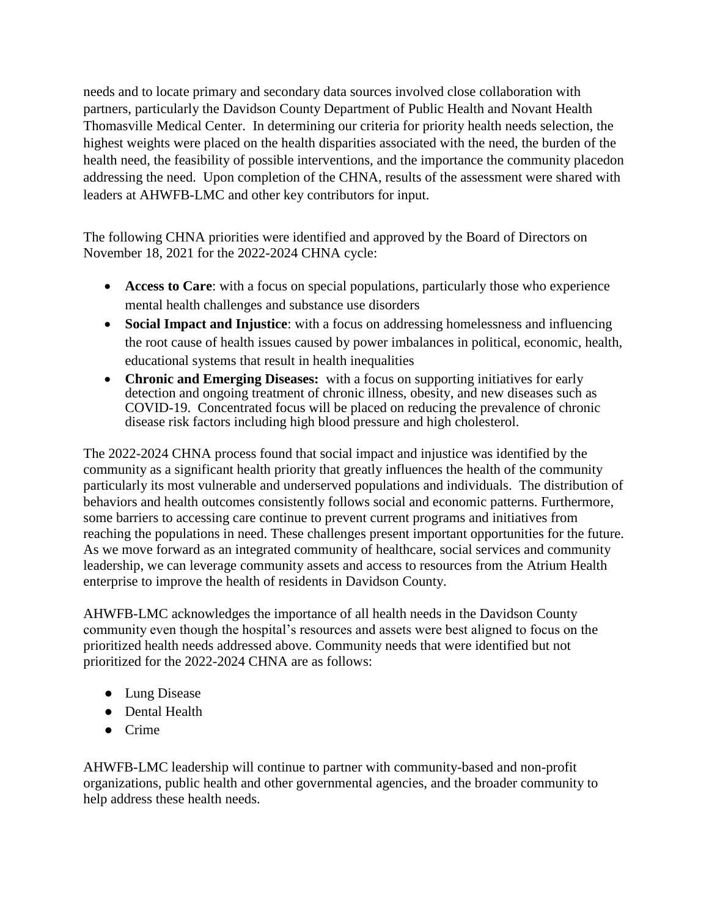needs and to locate primary and secondary data sources involved close collaboration with partners, particularly the Davidson County Department of Public Health and Novant Health Thomasville Medical Center. In determining our criteria for priority health needs selection, the highest weights were placed on the health disparities associated with the need, the burden of the health need, the feasibility of possible interventions, and the importance the community placedon addressing the need. Upon completion of the CHNA, results of the assessment were shared with leaders at AHWFB-LMC and other key contributors for input.

The following CHNA priorities were identified and approved by the Board of Directors on November 18, 2021 for the 2022-2024 CHNA cycle:

- **Access to Care**: with a focus on special populations, particularly those who experience mental health challenges and substance use disorders
- **Social Impact and Injustice**: with a focus on addressing homelessness and influencing the root cause of health issues caused by power imbalances in political, economic, health, educational systems that result in health inequalities
- **Chronic and Emerging Diseases:** with a focus on supporting initiatives for early detection and ongoing treatment of chronic illness, obesity, and new diseases such as COVID-19. Concentrated focus will be placed on reducing the prevalence of chronic disease risk factors including high blood pressure and high cholesterol.

The 2022-2024 CHNA process found that social impact and injustice was identified by the community as a significant health priority that greatly influences the health of the community particularly its most vulnerable and underserved populations and individuals. The distribution of behaviors and health outcomes consistently follows social and economic patterns. Furthermore, some barriers to accessing care continue to prevent current programs and initiatives from reaching the populations in need. These challenges present important opportunities for the future. As we move forward as an integrated community of healthcare, social services and community leadership, we can leverage community assets and access to resources from the Atrium Health enterprise to improve the health of residents in Davidson County.

AHWFB-LMC acknowledges the importance of all health needs in the Davidson County community even though the hospital's resources and assets were best aligned to focus on the prioritized health needs addressed above. Community needs that were identified but not prioritized for the 2022-2024 CHNA are as follows:

- Lung Disease
- Dental Health
- Crime

AHWFB-LMC leadership will continue to partner with community-based and non-profit organizations, public health and other governmental agencies, and the broader community to help address these health needs.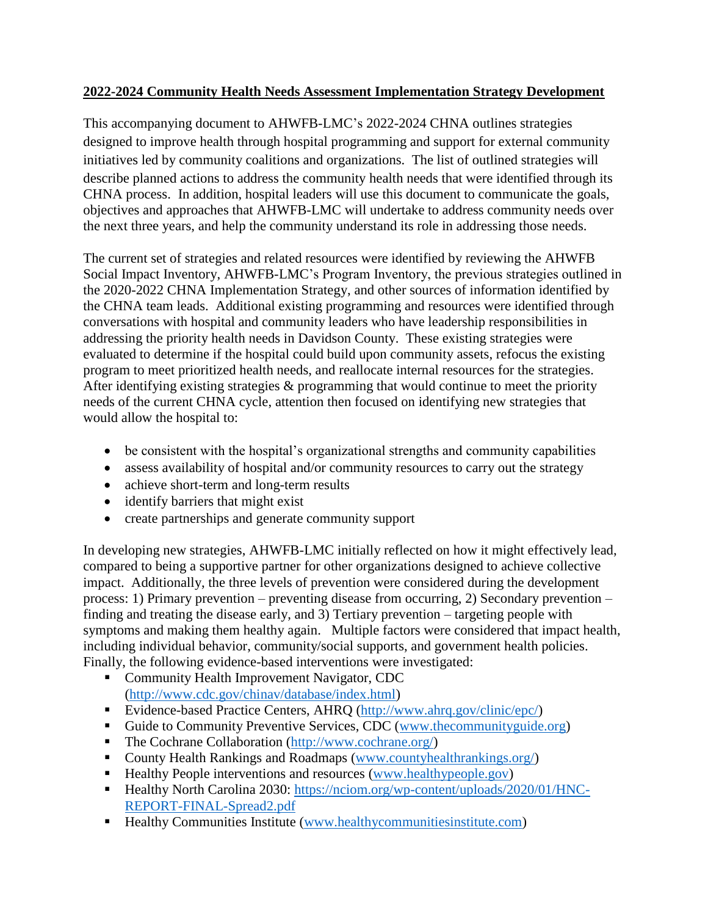**2022-2024 Community Health Needs Assessment Implementation Strategy Development**

This accompanying document to AHWFB-LMC's 2022-2024 CHNA outlines strategies designed to improve health through hospital programming and support for external community initiatives led by community coalitions and organizations. The list of outlined strategies will describe planned actions to address the community health needs that were identified through its CHNA process. In addition, hospital leaders will use this document to communicate the goals, objectives and approaches that AHWFB-LMC will undertake to address community needs over the next three years, and help the community understand its role in addressing those needs.

The current set of strategies and related resources were identified by reviewing the AHWFB Social Impact Inventory, AHWFB-LMC's Program Inventory, the previous strategies outlined in the 2020-2022 CHNA Implementation Strategy, and other sources of information identified by the CHNA team leads. Additional existing programming and resources were identified through conversations with hospital and community leaders who have leadership responsibilities in addressing the priority health needs in Davidson County. These existing strategies were evaluated to determine if the hospital could build upon community assets, refocus the existing program to meet prioritized health needs, and reallocate internal resources for the strategies. After identifying existing strategies & programming that would continue to meet the priority needs of the current CHNA cycle, attention then focused on identifying new strategies that would allow the hospital to:

- be consistent with the hospital's organizational strengths and community capabilities
- assess availability of hospital and/or community resources to carry out the strategy
- achieve short-term and long-term results
- identify barriers that might exist
- create partnerships and generate community support

In developing new strategies, AHWFB-LMC initially reflected on how it might effectively lead, compared to being a supportive partner for other organizations designed to achieve collective impact. Additionally, the three levels of prevention were considered during the development process: 1) Primary prevention – preventing disease from occurring, 2) Secondary prevention – finding and treating the disease early, and 3) Tertiary prevention – targeting people with symptoms and making them healthy again. Multiple factors were considered that impact health, including individual behavior, community/social supports, and government health policies. Finally, the following evidence-based interventions were investigated:

- Community Health Improvement Navigator, CDC (http://www.cdc.gov/chinav/database/index.html)
- Evidence-based Practice Centers, AHRQ (http://www.ahrq.gov/clinic/epc/)
- Guide to Community Preventive Services, CDC (www.thecommunityguide.org)
- The Cochrane Collaboration (http://www.cochrane.org/)
- County Health Rankings and Roadmaps (www.countyhealthrankings.org/)
- Healthy People interventions and resources (www.healthypeople.gov)
- Healthy North Carolina 2030: https://nciom.org/wp-content/uploads/2020/01/HNC-REPORT-FINAL-Spread2.pdf
- Healthy Communities Institute (www.healthycommunitiesinstitute.com)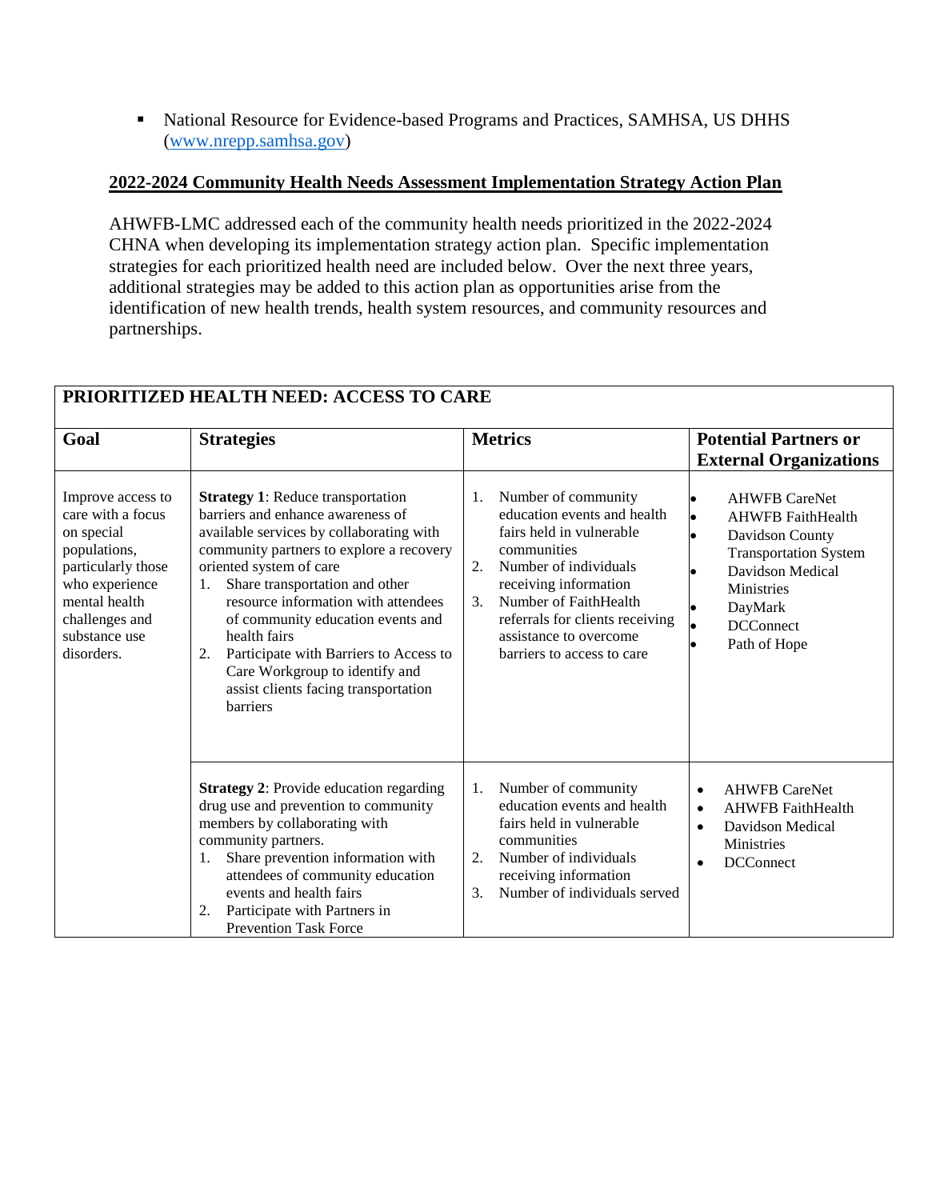- National Resource for Evidence-based Programs and Practices, SAMHSA, US DHHS ([www.nrepp.samhsa.gov](http://www.nrepp.samhsa.gov))

## 2022-2024 Community Health Needs Assessment Implementation Strategy Action Plan

AHWFB-LMC addressed each of the community health needs prioritized in the 2022-2024 CHNA when developing its implementation strategy action plan. Specific implementation strategies for each prioritized health need are included below. Over the next three years, additional strategies may be added to this action plan as opportunities arise from the identification of new health trends, health system resources, and community resources and partnerships.

| **PRIORITIZED HEALTH NEED: ACCESS TO CARE** | | | |
|---|---|---|---|
| **Goal** | **Strategies** | **Metrics** | **Potential Partners or External Organizations** |
| Improve access to care with a focus on special populations, particularly those who experience mental health challenges and substance use disorders. | **Strategy 1**: Reduce transportation barriers and enhance awareness of available services by collaborating with community partners to explore a recovery oriented system of care<br>1. Share transportation and other resource information with attendees of community education events and health fairs<br>2. Participate with Barriers to Access to Care Workgroup to identify and assist clients facing transportation barriers | 1. Number of community education events and health fairs held in vulnerable communities<br>2. Number of individuals receiving information<br>3. Number of FaithHealth referrals for clients receiving assistance to overcome barriers to access to care | • AHWFB CareNet<br>• AHWFB FaithHealth<br>• Davidson County Transportation System<br>• Davidson Medical Ministries<br>• DayMark<br>• DCConnect<br>• Path of Hope |
| | **Strategy 2**: Provide education regarding drug use and prevention to community members by collaborating with community partners.<br>1. Share prevention information with attendees of community education events and health fairs<br>2. Participate with Partners in Prevention Task Force | 1. Number of community education events and health fairs held in vulnerable communities<br>2. Number of individuals receiving information<br>3. Number of individuals served | • AHWFB CareNet<br>• AHWFB FaithHealth<br>• Davidson Medical Ministries<br>• DCConnect |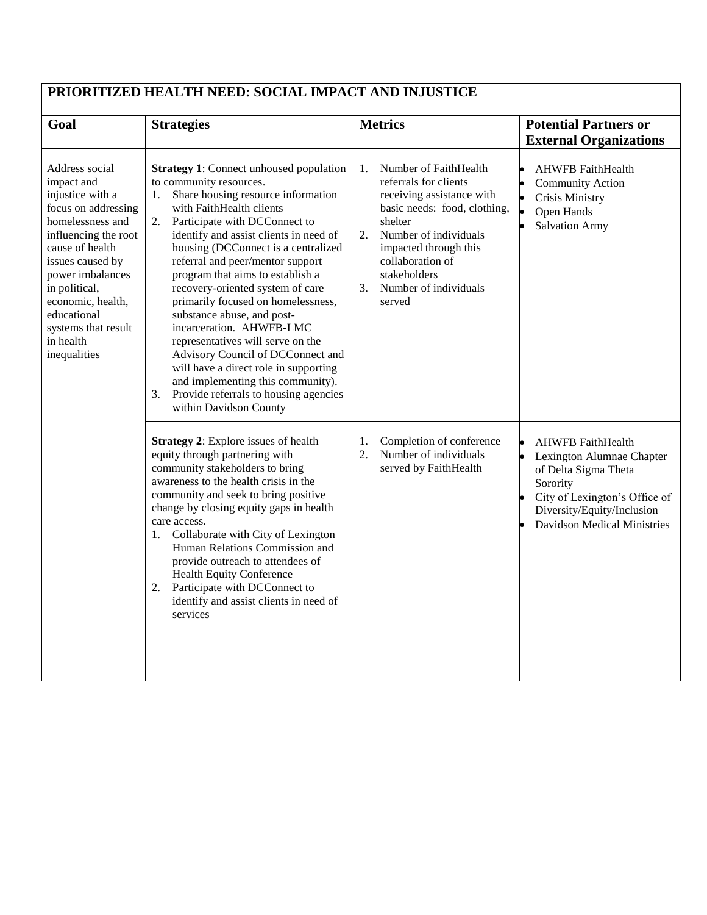| PRIORITIZED HEALTH NEED: SOCIAL IMPACT AND INJUSTICE | | | |
|---|---|---|---|
| **Goal** | **Strategies** | **Metrics** | **Potential Partners or External Organizations** |
| Address social impact and injustice with a focus on addressing homelessness and influencing the root cause of health issues caused by power imbalances in political, economic, health, educational systems that result in health inequalities | **Strategy 1**: Connect unhoused population to community resources.<br>1. Share housing resource information with FaithHealth clients<br>2. Participate with DCConnect to identify and assist clients in need of housing (DCConnect is a centralized referral and peer/mentor support program that aims to establish a recovery-oriented system of care primarily focused on homelessness, substance abuse, and post-incarceration. AHWFB-LMC representatives will serve on the Advisory Council of DCConnect and will have a direct role in supporting and implementing this community).<br>3. Provide referrals to housing agencies within Davidson County | 1. Number of FaithHealth referrals for clients receiving assistance with basic needs: food, clothing, shelter<br>2. Number of individuals impacted through this collaboration of stakeholders<br>3. Number of individuals served | • AHWFB FaithHealth<br>• Community Action<br>• Crisis Ministry<br>• Open Hands<br>• Salvation Army |
| | **Strategy 2**: Explore issues of health equity through partnering with community stakeholders to bring awareness to the health crisis in the community and seek to bring positive change by closing equity gaps in health care access.<br>1. Collaborate with City of Lexington Human Relations Commission and provide outreach to attendees of Health Equity Conference<br>2. Participate with DCConnect to identify and assist clients in need of services | 1. Completion of conference<br>2. Number of individuals served by FaithHealth | • AHWFB FaithHealth<br>• Lexington Alumnae Chapter of Delta Sigma Theta Sorority<br>• City of Lexington's Office of Diversity/Equity/Inclusion<br>• Davidson Medical Ministries |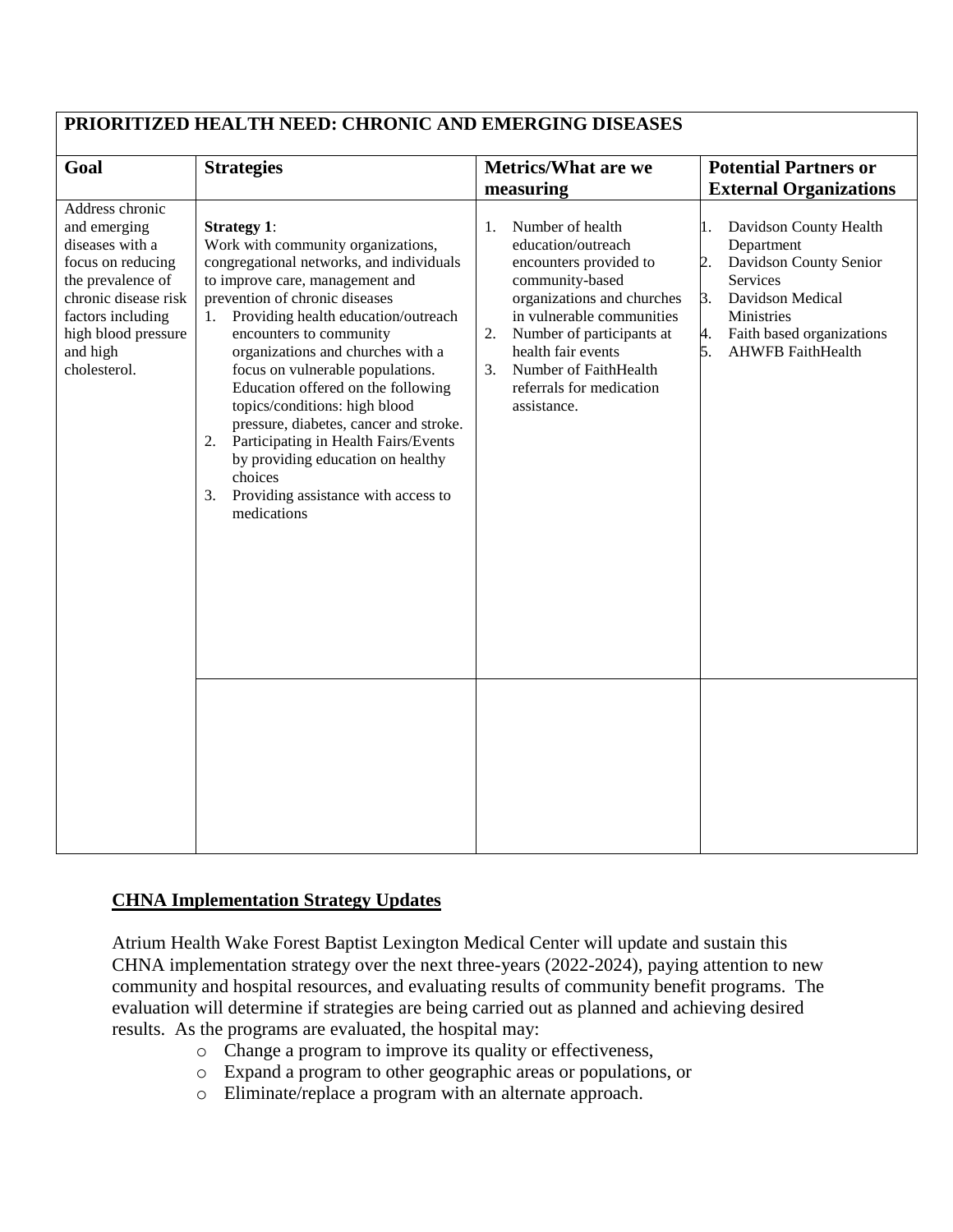| PRIORITIZED HEALTH NEED: CHRONIC AND EMERGING DISEASES | | | |
|---|---|---|---|
| **Goal** | **Strategies** | **Metrics/What are we measuring** | **Potential Partners or External Organizations** |
| Address chronic and emerging diseases with a focus on reducing the prevalence of chronic disease risk factors including high blood pressure and high cholesterol. | **Strategy 1**: Work with community organizations, congregational networks, and individuals to improve care, management and prevention of chronic diseases<br>1. Providing health education/outreach encounters to community organizations and churches with a focus on vulnerable populations. Education offered on the following topics/conditions: high blood pressure, diabetes, cancer and stroke.<br>2. Participating in Health Fairs/Events by providing education on healthy choices<br>3. Providing assistance with access to medications | 1. Number of health education/outreach encounters provided to community-based organizations and churches in vulnerable communities<br>2. Number of participants at health fair events<br>3. Number of FaithHealth referrals for medication assistance. | 1. Davidson County Health Department<br>2. Davidson County Senior Services<br>3. Davidson Medical Ministries<br>4. Faith based organizations<br>5. AHWFB FaithHealth |
| | | | |

## CHNA Implementation Strategy Updates

Atrium Health Wake Forest Baptist Lexington Medical Center will update and sustain this CHNA implementation strategy over the next three-years (2022-2024), paying attention to new community and hospital resources, and evaluating results of community benefit programs. The evaluation will determine if strategies are being carried out as planned and achieving desired results. As the programs are evaluated, the hospital may:

- Change a program to improve its quality or effectiveness,
- Expand a program to other geographic areas or populations, or
- Eliminate/replace a program with an alternate approach.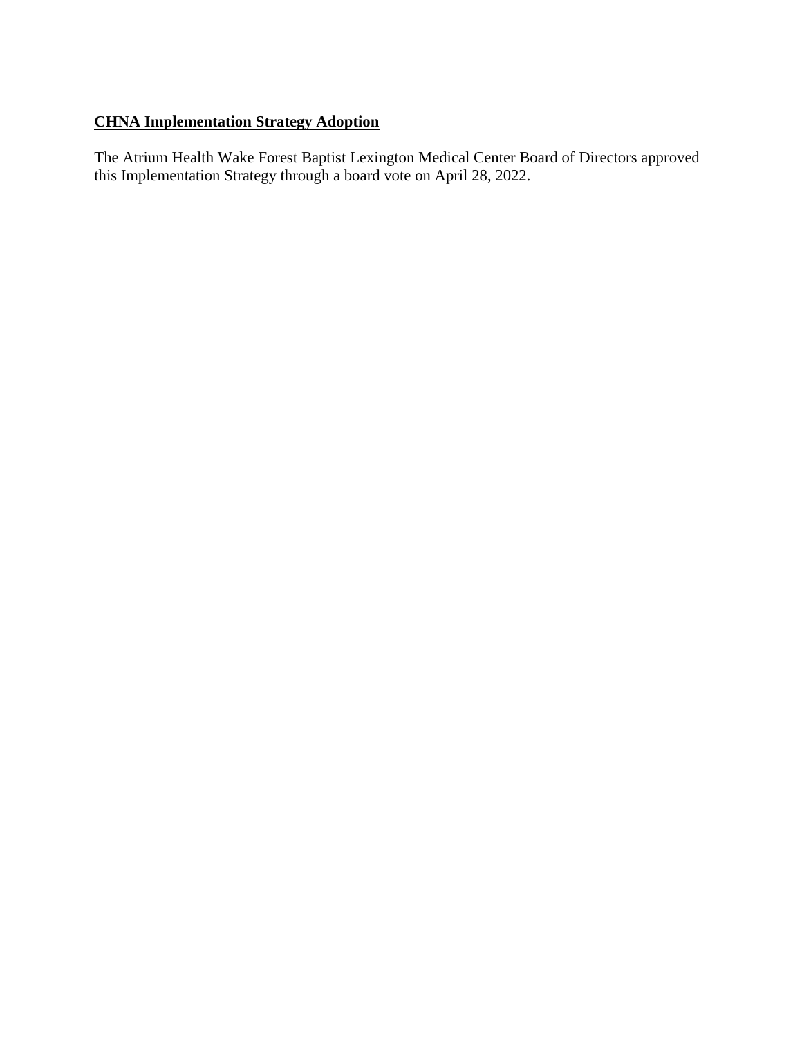## **CHNA Implementation Strategy Adoption**

The Atrium Health Wake Forest Baptist Lexington Medical Center Board of Directors approved this Implementation Strategy through a board vote on April 28, 2022.